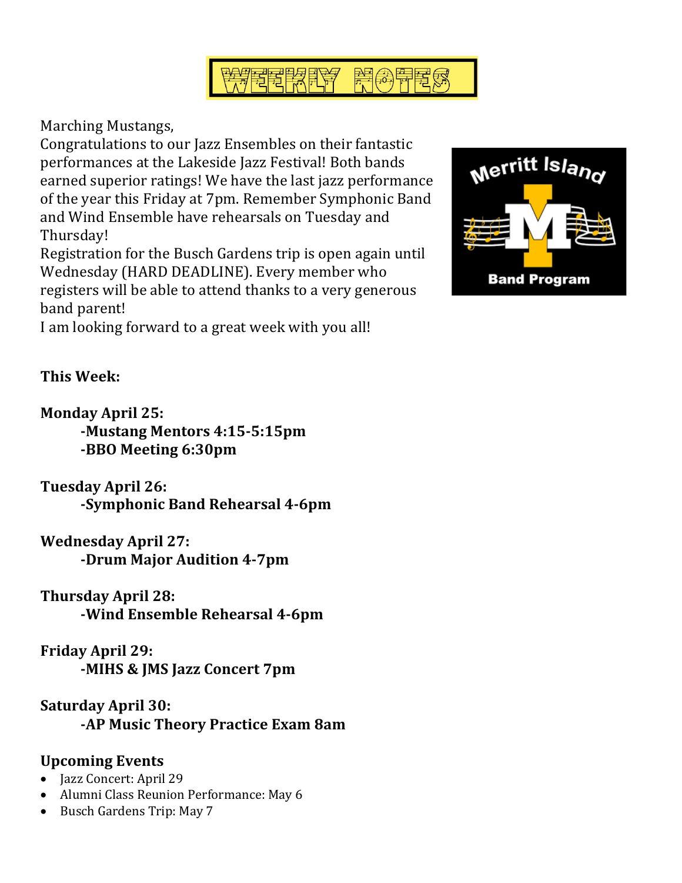# WEEKLY NOTES

Marching Mustangs,
Congratulations to our Jazz Ensembles on their fantastic performances at the Lakeside Jazz Festival! Both bands earned superior ratings! We have the last jazz performance of the year this Friday at 7pm. Remember Symphonic Band and Wind Ensemble have rehearsals on Tuesday and Thursday!
Registration for the Busch Gardens trip is open again until Wednesday (HARD DEADLINE). Every member who registers will be able to attend thanks to a very generous band parent!
I am looking forward to a great week with you all!

**This Week:**

**Monday April 25:**
**-Mustang Mentors 4:15-5:15pm**
**-BBO Meeting 6:30pm**

**Tuesday April 26:**
**-Symphonic Band Rehearsal 4-6pm**

**Wednesday April 27:**
**-Drum Major Audition 4-7pm**

**Thursday April 28:**
**-Wind Ensemble Rehearsal 4-6pm**

**Friday April 29:**
**-MIHS & JMS Jazz Concert 7pm**

**Saturday April 30:**
**-AP Music Theory Practice Exam 8am**

## Upcoming Events

- Jazz Concert: April 29
- Alumni Class Reunion Performance: May 6
- Busch Gardens Trip: May 7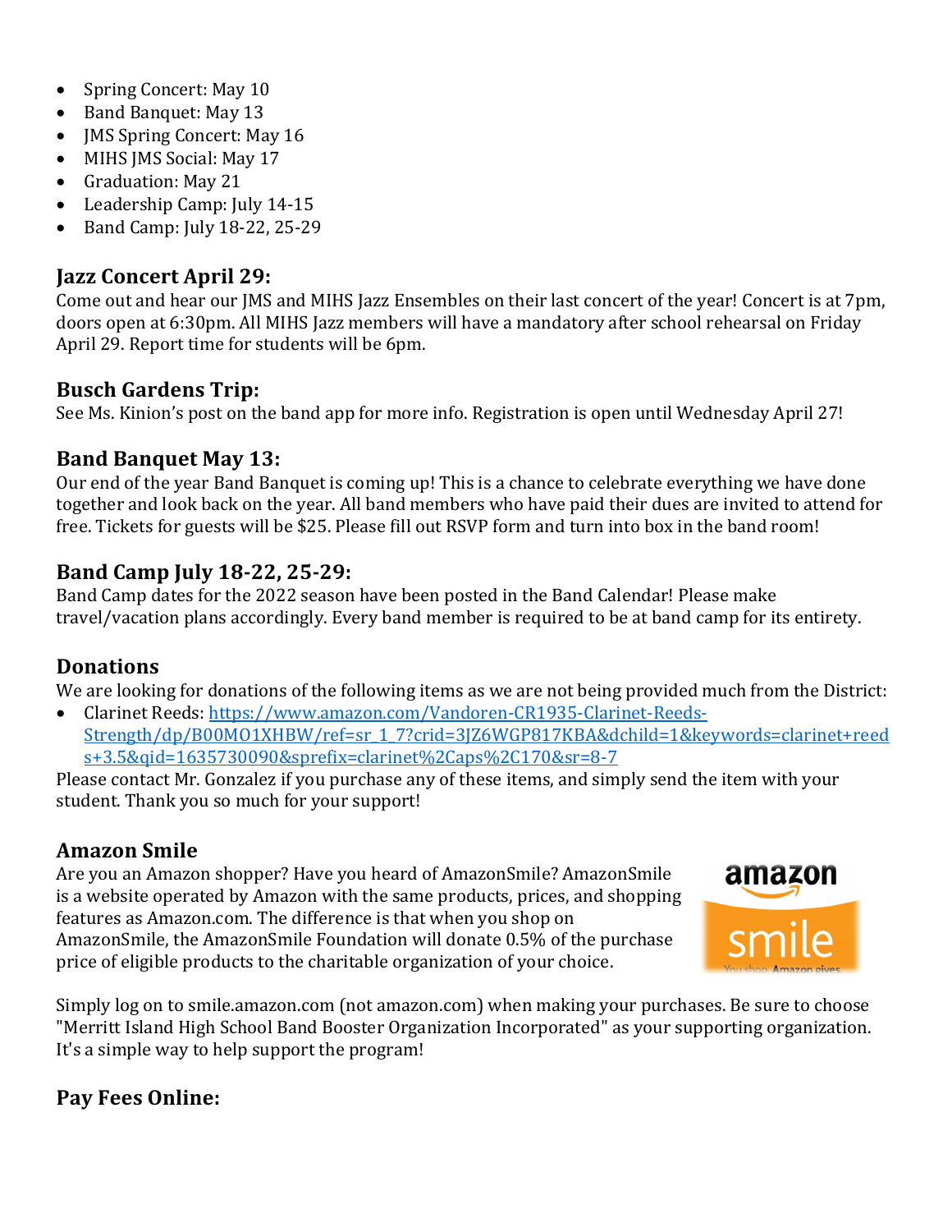- Spring Concert: May 10
- Band Banquet: May 13
- JMS Spring Concert: May 16
- MIHS JMS Social: May 17
- Graduation: May 21
- Leadership Camp: July 14-15
- Band Camp: July 18-22, 25-29

### Jazz Concert April 29:

Come out and hear our JMS and MIHS Jazz Ensembles on their last concert of the year! Concert is at 7pm, doors open at 6:30pm. All MIHS Jazz members will have a mandatory after school rehearsal on Friday April 29. Report time for students will be 6pm.

### Busch Gardens Trip:

See Ms. Kinion's post on the band app for more info. Registration is open until Wednesday April 27!

### Band Banquet May 13:

Our end of the year Band Banquet is coming up! This is a chance to celebrate everything we have done together and look back on the year. All band members who have paid their dues are invited to attend for free. Tickets for guests will be $25. Please fill out RSVP form and turn into box in the band room!

### Band Camp July 18-22, 25-29:

Band Camp dates for the 2022 season have been posted in the Band Calendar! Please make travel/vacation plans accordingly. Every band member is required to be at band camp for its entirety.

### Donations

We are looking for donations of the following items as we are not being provided much from the District:

- Clarinet Reeds: [https://www.amazon.com/Vandoren-CR1935-Clarinet-Reeds-Strength/dp/B00MO1XHBW/ref=sr_1_7?crid=3JZ6WGP817KBA&dchild=1&keywords=clarinet+reeds+3.5&qid=1635730090&sprefix=clarinet%2Caps%2C170&sr=8-7](https://www.amazon.com/Vandoren-CR1935-Clarinet-Reeds-Strength/dp/B00MO1XHBW/ref=sr_1_7?crid=3JZ6WGP817KBA&dchild=1&keywords=clarinet+reeds+3.5&qid=1635730090&sprefix=clarinet%2Caps%2C170&sr=8-7)

Please contact Mr. Gonzalez if you purchase any of these items, and simply send the item with your student. Thank you so much for your support!

### Amazon Smile

Are you an Amazon shopper? Have you heard of AmazonSmile? AmazonSmile is a website operated by Amazon with the same products, prices, and shopping features as Amazon.com. The difference is that when you shop on AmazonSmile, the AmazonSmile Foundation will donate 0.5% of the purchase price of eligible products to the charitable organization of your choice.

Simply log on to smile.amazon.com (not amazon.com) when making your purchases. Be sure to choose "Merritt Island High School Band Booster Organization Incorporated" as your supporting organization. It's a simple way to help support the program!

### Pay Fees Online: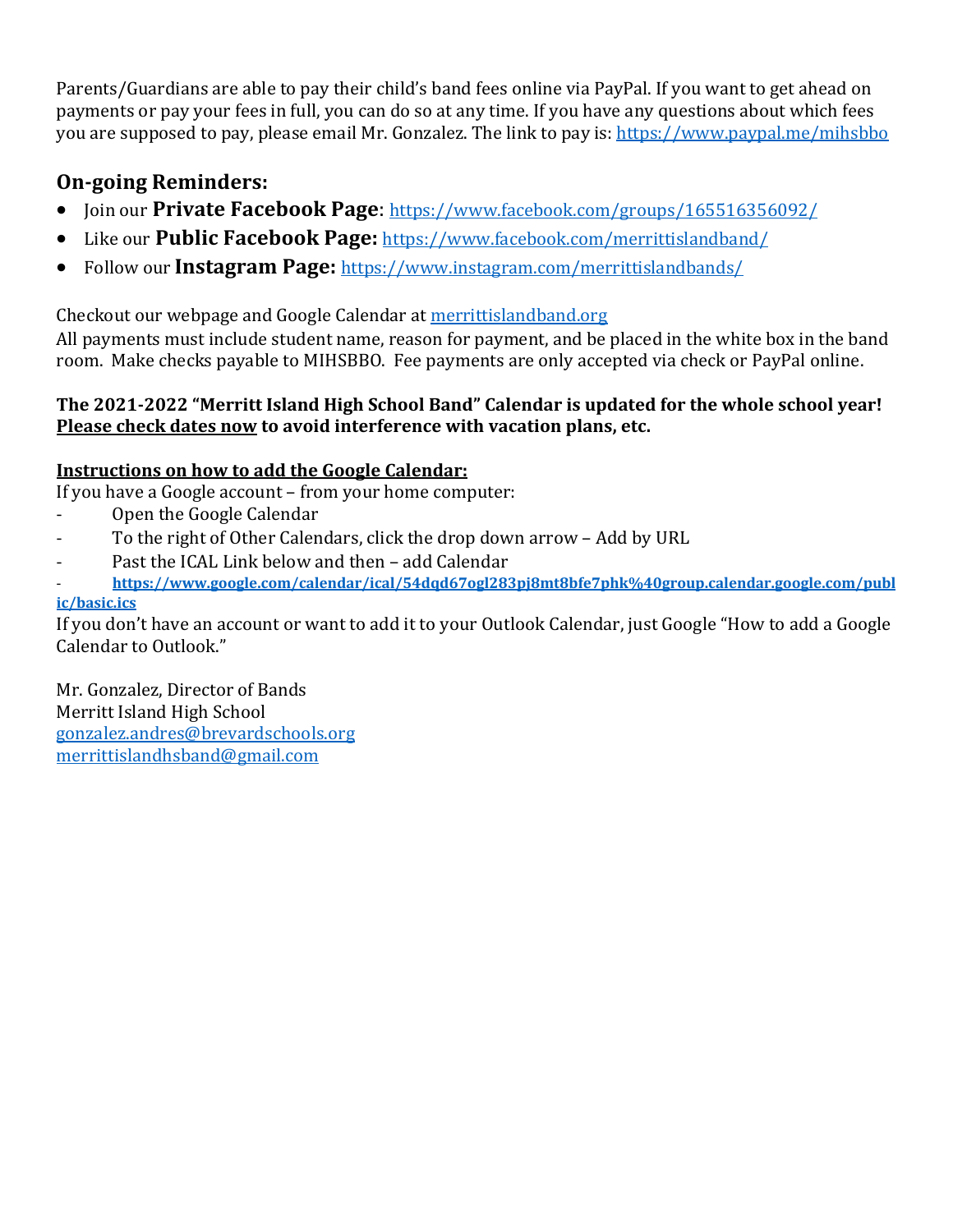Parents/Guardians are able to pay their child's band fees online via PayPal. If you want to get ahead on payments or pay your fees in full, you can do so at any time. If you have any questions about which fees you are supposed to pay, please email Mr. Gonzalez. The link to pay is: https://www.paypal.me/mihsbbo

## On-going Reminders:

- Join our **Private Facebook Page**: https://www.facebook.com/groups/165516356092/
- Like our **Public Facebook Page:** https://www.facebook.com/merrittislandband/
- Follow our **Instagram Page:** https://www.instagram.com/merrittislandbands/

Checkout our webpage and Google Calendar at merrittislandband.org
All payments must include student name, reason for payment, and be placed in the white box in the band room. Make checks payable to MIHSBBO. Fee payments are only accepted via check or PayPal online.

**The 2021-2022 "Merritt Island High School Band" Calendar is updated for the whole school year! <u>Please check dates now</u> to avoid interference with vacation plans, etc.**

**<u>Instructions on how to add the Google Calendar:</u>**
If you have a Google account – from your home computer:

- Open the Google Calendar
- To the right of Other Calendars, click the drop down arrow – Add by URL
- Past the ICAL Link below and then – add Calendar
- **https://www.google.com/calendar/ical/54dqd67ogl283pj8mt8bfe7phk%40group.calendar.google.com/public/basic.ics**

If you don't have an account or want to add it to your Outlook Calendar, just Google "How to add a Google Calendar to Outlook."

Mr. Gonzalez, Director of Bands
Merritt Island High School
gonzalez.andres@brevardschools.org
merrittislandhsband@gmail.com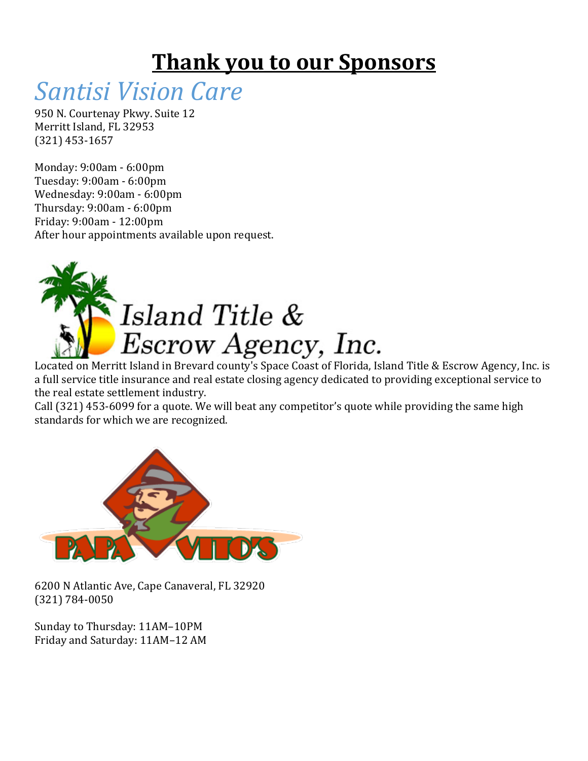# Thank you to our Sponsors

## *Santisi Vision Care*

950 N. Courtenay Pkwy. Suite 12
Merritt Island, FL 32953
(321) 453-1657

Monday: 9:00am - 6:00pm
Tuesday: 9:00am - 6:00pm
Wednesday: 9:00am - 6:00pm
Thursday: 9:00am - 6:00pm
Friday: 9:00am - 12:00pm
After hour appointments available upon request.

Island Title & Escrow Agency, Inc.

Located on Merritt Island in Brevard county's Space Coast of Florida, Island Title & Escrow Agency, Inc. is a full service title insurance and real estate closing agency dedicated to providing exceptional service to the real estate settlement industry.
Call (321) 453-6099 for a quote. We will beat any competitor's quote while providing the same high standards for which we are recognized.

PAPA VITO'S

6200 N Atlantic Ave, Cape Canaveral, FL 32920
(321) 784-0050

Sunday to Thursday: 11AM–10PM
Friday and Saturday: 11AM–12 AM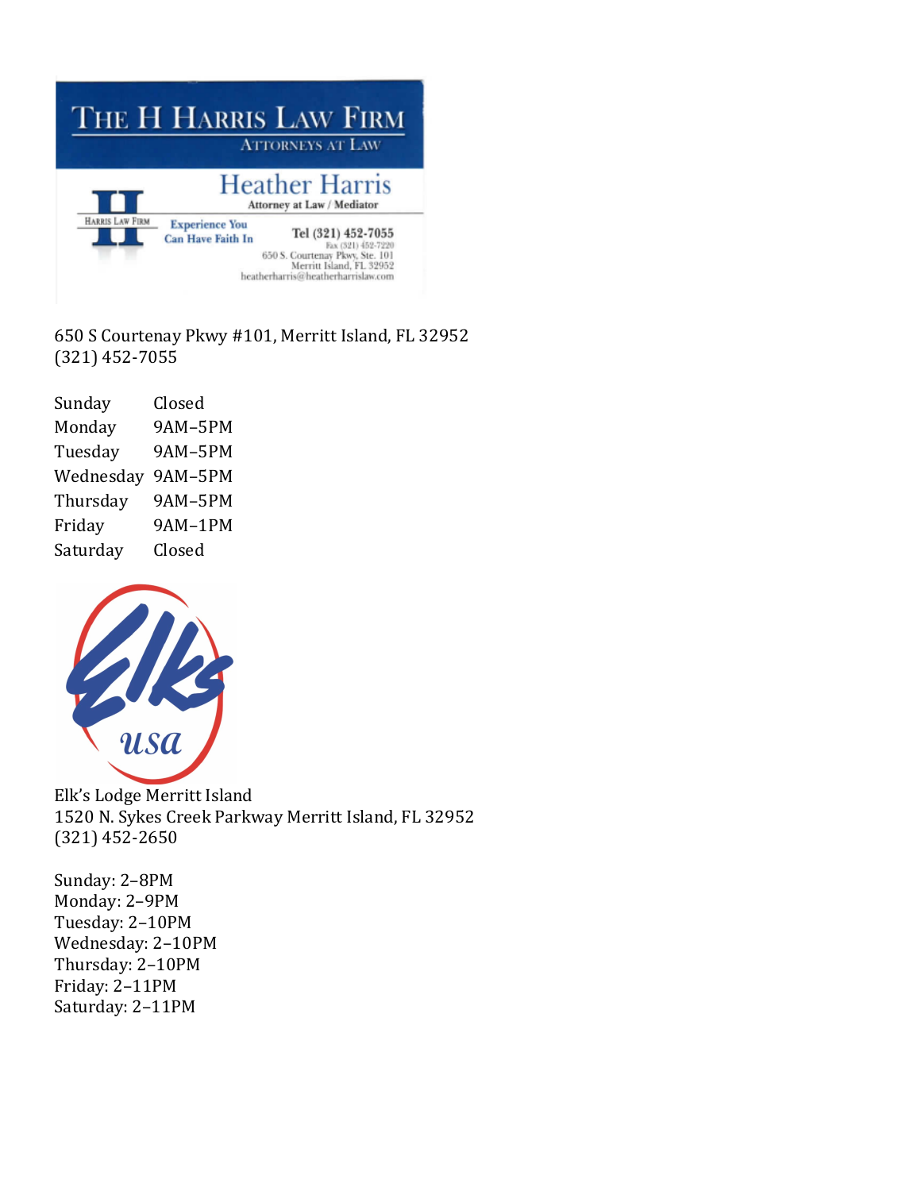THE H HARRIS LAW FIRM
ATTORNEYS AT LAW

Heather Harris
Attorney at Law / Mediator

HARRIS LAW FIRM

Experience You Can Have Faith In

Tel (321) 452-7055
Fax (321) 452-7220
650 S. Courtenay Pkwy, Ste. 101
Merritt Island, FL 32952
heatherharris@heatherharrislaw.com

650 S Courtenay Pkwy #101, Merritt Island, FL 32952
(321) 452-7055

| | |
|---|---|
| Sunday | Closed |
| Monday | 9AM–5PM |
| Tuesday | 9AM–5PM |
| Wednesday | 9AM–5PM |
| Thursday | 9AM–5PM |
| Friday | 9AM–1PM |
| Saturday | Closed |

Elks USA

Elk's Lodge Merritt Island
1520 N. Sykes Creek Parkway Merritt Island, FL 32952
(321) 452-2650

Sunday: 2–8PM
Monday: 2–9PM
Tuesday: 2–10PM
Wednesday: 2–10PM
Thursday: 2–10PM
Friday: 2–11PM
Saturday: 2–11PM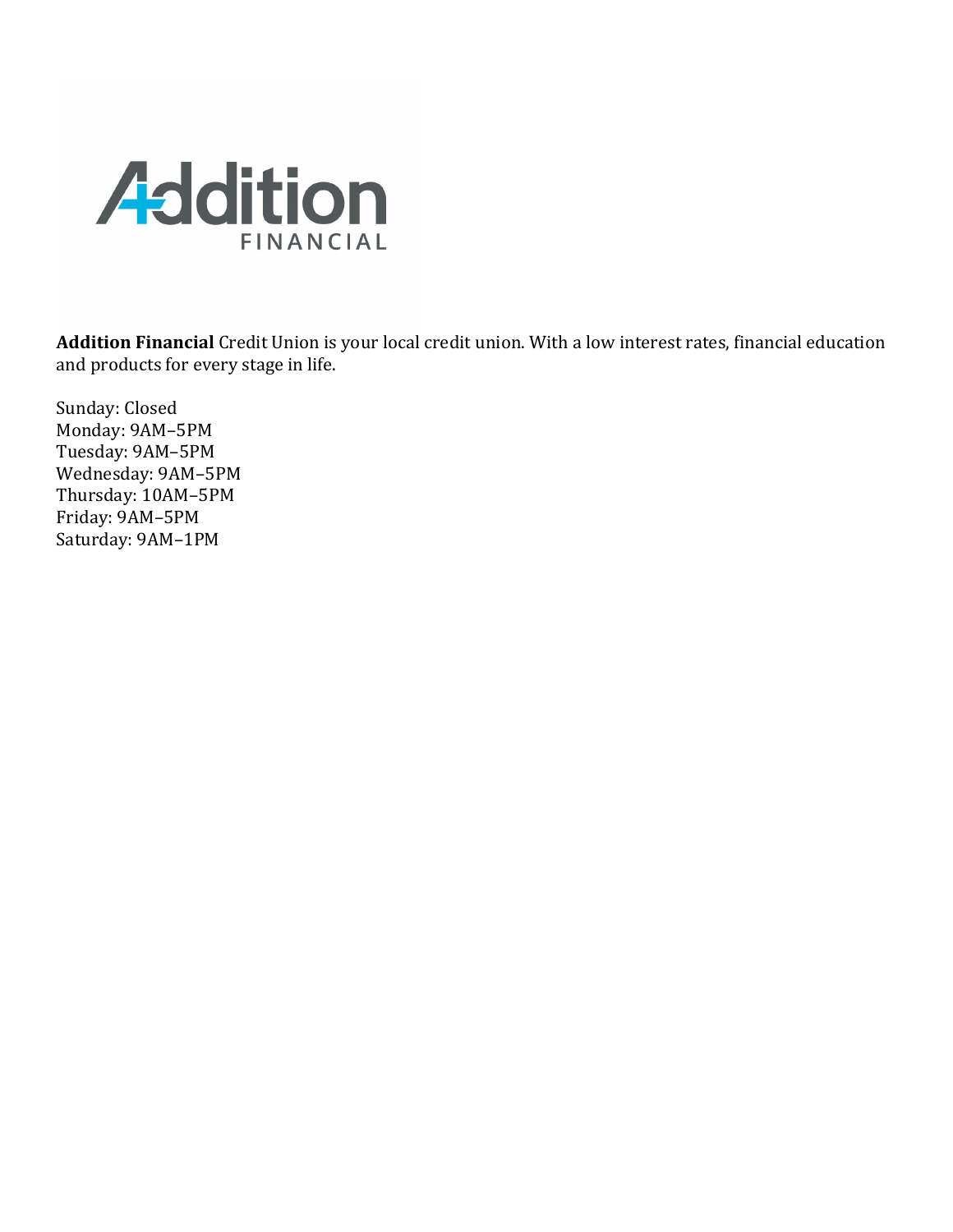**Addition Financial** Credit Union is your local credit union. With a low interest rates, financial education and products for every stage in life.

Sunday: Closed
Monday: 9AM–5PM
Tuesday: 9AM–5PM
Wednesday: 9AM–5PM
Thursday: 10AM–5PM
Friday: 9AM–5PM
Saturday: 9AM–1PM